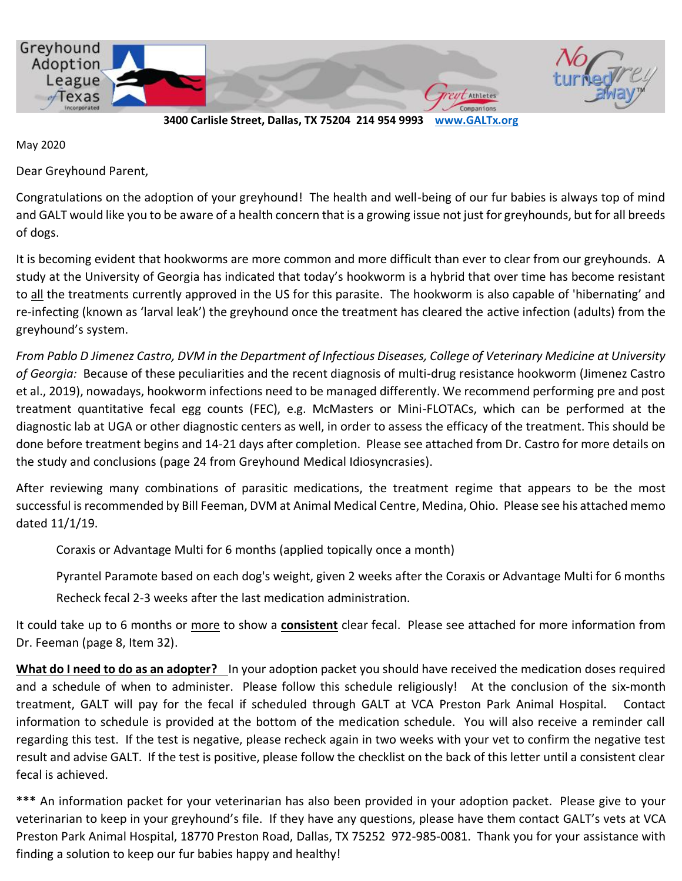Greyhound Adoption League of Texas Incorporated

No Grey turned away™

**3400 Carlisle Street, Dallas, TX 75204 214 954 9993 www.GALTx.org**

May 2020

Dear Greyhound Parent,

Congratulations on the adoption of your greyhound! The health and well-being of our fur babies is always top of mind and GALT would like you to be aware of a health concern that is a growing issue not just for greyhounds, but for all breeds of dogs.

It is becoming evident that hookworms are more common and more difficult than ever to clear from our greyhounds. A study at the University of Georgia has indicated that today's hookworm is a hybrid that over time has become resistant to <u>all</u> the treatments currently approved in the US for this parasite. The hookworm is also capable of 'hibernating' and re-infecting (known as 'larval leak') the greyhound once the treatment has cleared the active infection (adults) from the greyhound's system.

*From Pablo D Jimenez Castro, DVM in the Department of Infectious Diseases, College of Veterinary Medicine at University of Georgia:* Because of these peculiarities and the recent diagnosis of multi-drug resistance hookworm (Jimenez Castro et al., 2019), nowadays, hookworm infections need to be managed differently. We recommend performing pre and post treatment quantitative fecal egg counts (FEC), e.g. McMasters or Mini-FLOTACs, which can be performed at the diagnostic lab at UGA or other diagnostic centers as well, in order to assess the efficacy of the treatment. This should be done before treatment begins and 14-21 days after completion. Please see attached from Dr. Castro for more details on the study and conclusions (page 24 from Greyhound Medical Idiosyncrasies).

After reviewing many combinations of parasitic medications, the treatment regime that appears to be the most successful is recommended by Bill Feeman, DVM at Animal Medical Centre, Medina, Ohio. Please see his attached memo dated 11/1/19.

> Coraxis or Advantage Multi for 6 months (applied topically once a month)
>
> Pyrantel Paramote based on each dog's weight, given 2 weeks after the Coraxis or Advantage Multi for 6 months
>
> Recheck fecal 2-3 weeks after the last medication administration.

It could take up to 6 months or <u>more</u> to show a <u>**consistent**</u> clear fecal. Please see attached for more information from Dr. Feeman (page 8, Item 32).

<u>**What do I need to do as an adopter?**</u> In your adoption packet you should have received the medication doses required and a schedule of when to administer. Please follow this schedule religiously! At the conclusion of the six-month treatment, GALT will pay for the fecal if scheduled through GALT at VCA Preston Park Animal Hospital. Contact information to schedule is provided at the bottom of the medication schedule. You will also receive a reminder call regarding this test. If the test is negative, please recheck again in two weeks with your vet to confirm the negative test result and advise GALT. If the test is positive, please follow the checklist on the back of this letter until a consistent clear fecal is achieved.

**\*\*\*** An information packet for your veterinarian has also been provided in your adoption packet. Please give to your veterinarian to keep in your greyhound's file. If they have any questions, please have them contact GALT's vets at VCA Preston Park Animal Hospital, 18770 Preston Road, Dallas, TX 75252 972-985-0081. Thank you for your assistance with finding a solution to keep our fur babies happy and healthy!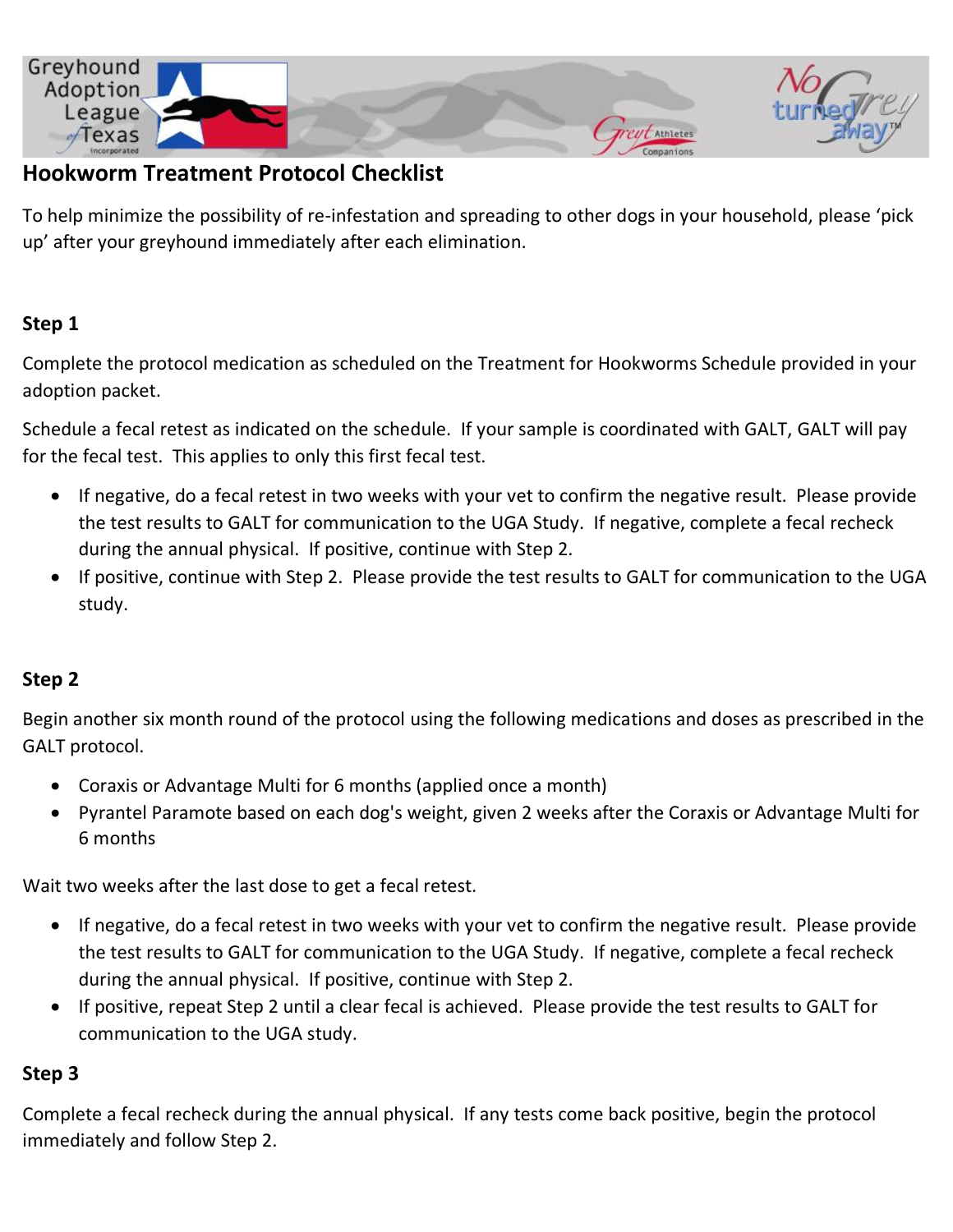## Hookworm Treatment Protocol Checklist

To help minimize the possibility of re-infestation and spreading to other dogs in your household, please 'pick up' after your greyhound immediately after each elimination.

### Step 1

Complete the protocol medication as scheduled on the Treatment for Hookworms Schedule provided in your adoption packet.

Schedule a fecal retest as indicated on the schedule. If your sample is coordinated with GALT, GALT will pay for the fecal test. This applies to only this first fecal test.

- If negative, do a fecal retest in two weeks with your vet to confirm the negative result. Please provide the test results to GALT for communication to the UGA Study. If negative, complete a fecal recheck during the annual physical. If positive, continue with Step 2.
- If positive, continue with Step 2. Please provide the test results to GALT for communication to the UGA study.

### Step 2

Begin another six month round of the protocol using the following medications and doses as prescribed in the GALT protocol.

- Coraxis or Advantage Multi for 6 months (applied once a month)
- Pyrantel Paramote based on each dog's weight, given 2 weeks after the Coraxis or Advantage Multi for 6 months

Wait two weeks after the last dose to get a fecal retest.

- If negative, do a fecal retest in two weeks with your vet to confirm the negative result. Please provide the test results to GALT for communication to the UGA Study. If negative, complete a fecal recheck during the annual physical. If positive, continue with Step 2.
- If positive, repeat Step 2 until a clear fecal is achieved. Please provide the test results to GALT for communication to the UGA study.

### Step 3

Complete a fecal recheck during the annual physical. If any tests come back positive, begin the protocol immediately and follow Step 2.